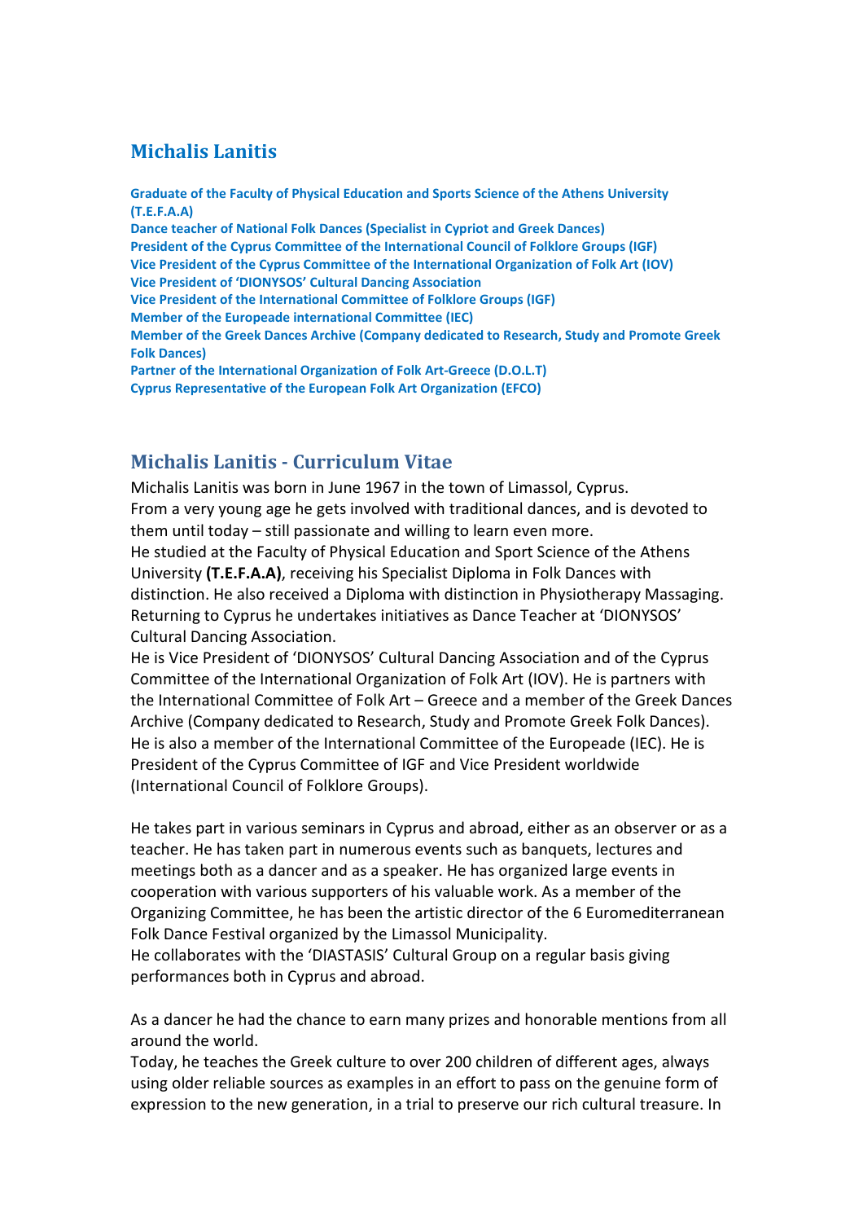# Michalis Lanitis

**Graduate of the Faculty of Physical Education and Sports Science of the Athens University (T.E.F.A.A)**
**Dance teacher of National Folk Dances (Specialist in Cypriot and Greek Dances)**
**President of the Cyprus Committee of the International Council of Folklore Groups (IGF)**
**Vice President of the Cyprus Committee of the International Organization of Folk Art (IOV)**
**Vice President of 'DIONYSOS' Cultural Dancing Association**
**Vice President of the International Committee of Folklore Groups (IGF)**
**Member of the Europeade international Committee (IEC)**
**Member of the Greek Dances Archive (Company dedicated to Research, Study and Promote Greek Folk Dances)**
**Partner of the International Organization of Folk Art-Greece (D.O.L.T)**
**Cyprus Representative of the European Folk Art Organization (EFCO)**

## Michalis Lanitis - Curriculum Vitae

Michalis Lanitis was born in June 1967 in the town of Limassol, Cyprus.
From a very young age he gets involved with traditional dances, and is devoted to them until today – still passionate and willing to learn even more.
He studied at the Faculty of Physical Education and Sport Science of the Athens University **(T.E.F.A.A)**, receiving his Specialist Diploma in Folk Dances with distinction. He also received a Diploma with distinction in Physiotherapy Massaging.
Returning to Cyprus he undertakes initiatives as Dance Teacher at 'DIONYSOS' Cultural Dancing Association.
He is Vice President of 'DIONYSOS' Cultural Dancing Association and of the Cyprus Committee of the International Organization of Folk Art (IOV). He is partners with the International Committee of Folk Art – Greece and a member of the Greek Dances Archive (Company dedicated to Research, Study and Promote Greek Folk Dances).
He is also a member of the International Committee of the Europeade (IEC). He is President of the Cyprus Committee of IGF and Vice President worldwide (International Council of Folklore Groups).

He takes part in various seminars in Cyprus and abroad, either as an observer or as a teacher. He has taken part in numerous events such as banquets, lectures and meetings both as a dancer and as a speaker. He has organized large events in cooperation with various supporters of his valuable work. As a member of the Organizing Committee, he has been the artistic director of the 6 Euromediterranean Folk Dance Festival organized by the Limassol Municipality.
He collaborates with the 'DIASTASIS' Cultural Group on a regular basis giving performances both in Cyprus and abroad.

As a dancer he had the chance to earn many prizes and honorable mentions from all around the world.
Today, he teaches the Greek culture to over 200 children of different ages, always using older reliable sources as examples in an effort to pass on the genuine form of expression to the new generation, in a trial to preserve our rich cultural treasure. In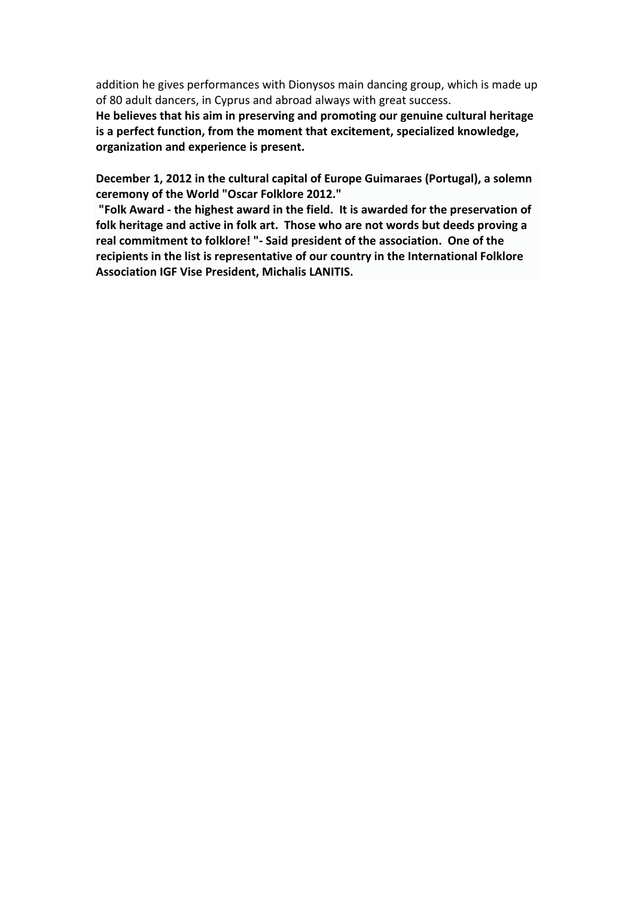addition he gives performances with Dionysos main dancing group, which is made up of 80 adult dancers, in Cyprus and abroad always with great success.

**He believes that his aim in preserving and promoting our genuine cultural heritage is a perfect function, from the moment that excitement, specialized knowledge, organization and experience is present.**

**December 1, 2012 in the cultural capital of Europe Guimaraes (Portugal), a solemn ceremony of the World "Oscar Folklore 2012."**

**"Folk Award - the highest award in the field. It is awarded for the preservation of folk heritage and active in folk art. Those who are not words but deeds proving a real commitment to folklore! "- Said president of the association. One of the recipients in the list is representative of our country in the International Folklore Association IGF Vise President, Michalis LANITIS.**